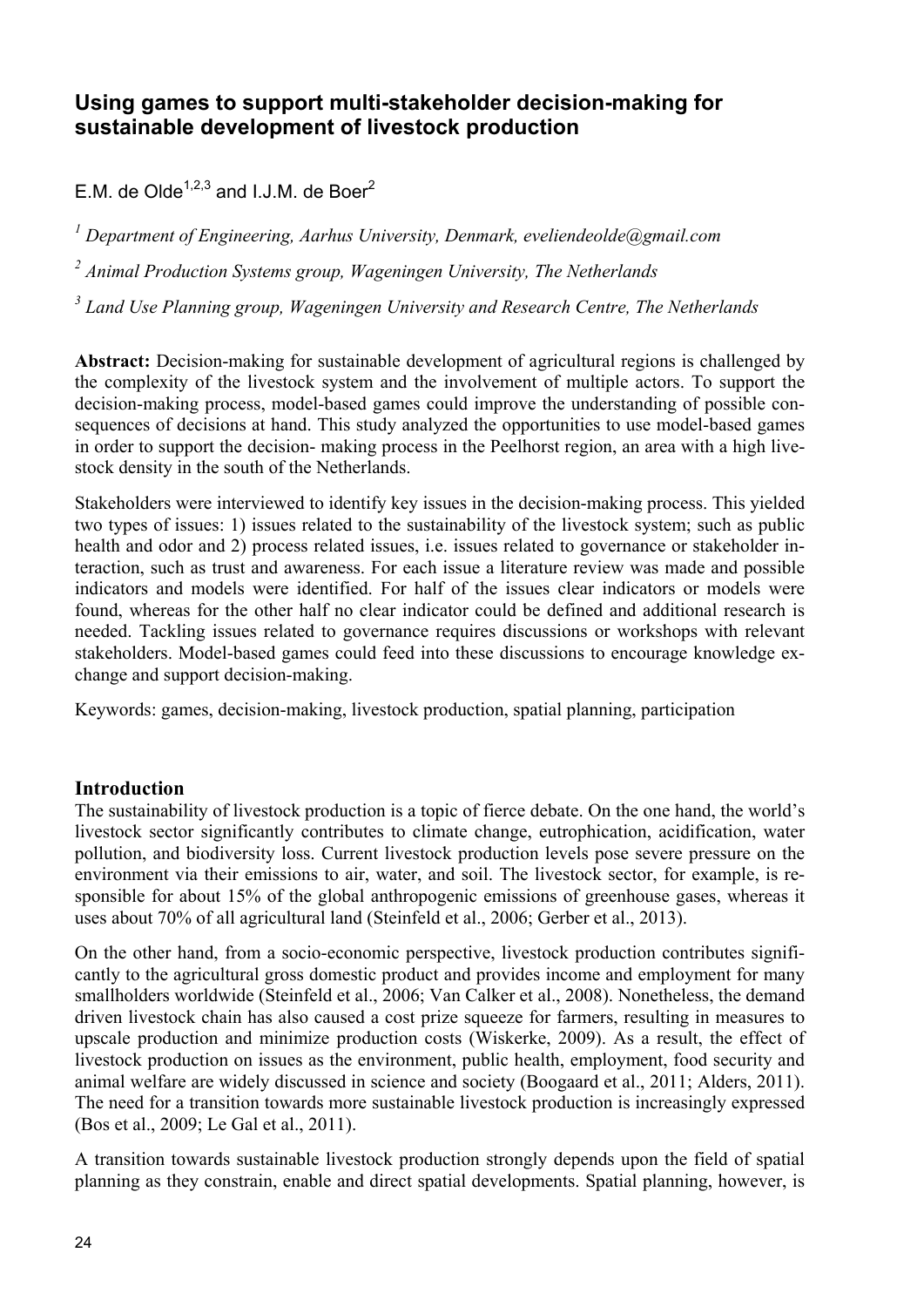# Using games to support multi-stakeholder decision-making for sustainable development of livestock production

E.M. de Olde[1,2,3] and I.J.M. de Boer[2]

[1] *Department of Engineering, Aarhus University, Denmark, eveliendeolde@gmail.com*

[2] *Animal Production Systems group, Wageningen University, The Netherlands*

[3] *Land Use Planning group, Wageningen University and Research Centre, The Netherlands*

**Abstract:** Decision-making for sustainable development of agricultural regions is challenged by the complexity of the livestock system and the involvement of multiple actors. To support the decision-making process, model-based games could improve the understanding of possible consequences of decisions at hand. This study analyzed the opportunities to use model-based games in order to support the decision- making process in the Peelhorst region, an area with a high livestock density in the south of the Netherlands.

Stakeholders were interviewed to identify key issues in the decision-making process. This yielded two types of issues: 1) issues related to the sustainability of the livestock system; such as public health and odor and 2) process related issues, i.e. issues related to governance or stakeholder interaction, such as trust and awareness. For each issue a literature review was made and possible indicators and models were identified. For half of the issues clear indicators or models were found, whereas for the other half no clear indicator could be defined and additional research is needed. Tackling issues related to governance requires discussions or workshops with relevant stakeholders. Model-based games could feed into these discussions to encourage knowledge exchange and support decision-making.

Keywords: games, decision-making, livestock production, spatial planning, participation

## Introduction

The sustainability of livestock production is a topic of fierce debate. On the one hand, the world's livestock sector significantly contributes to climate change, eutrophication, acidification, water pollution, and biodiversity loss. Current livestock production levels pose severe pressure on the environment via their emissions to air, water, and soil. The livestock sector, for example, is responsible for about 15% of the global anthropogenic emissions of greenhouse gases, whereas it uses about 70% of all agricultural land (Steinfeld et al., 2006; Gerber et al., 2013).

On the other hand, from a socio-economic perspective, livestock production contributes significantly to the agricultural gross domestic product and provides income and employment for many smallholders worldwide (Steinfeld et al., 2006; Van Calker et al., 2008). Nonetheless, the demand driven livestock chain has also caused a cost prize squeeze for farmers, resulting in measures to upscale production and minimize production costs (Wiskerke, 2009). As a result, the effect of livestock production on issues as the environment, public health, employment, food security and animal welfare are widely discussed in science and society (Boogaard et al., 2011; Alders, 2011). The need for a transition towards more sustainable livestock production is increasingly expressed (Bos et al., 2009; Le Gal et al., 2011).

A transition towards sustainable livestock production strongly depends upon the field of spatial planning as they constrain, enable and direct spatial developments. Spatial planning, however, is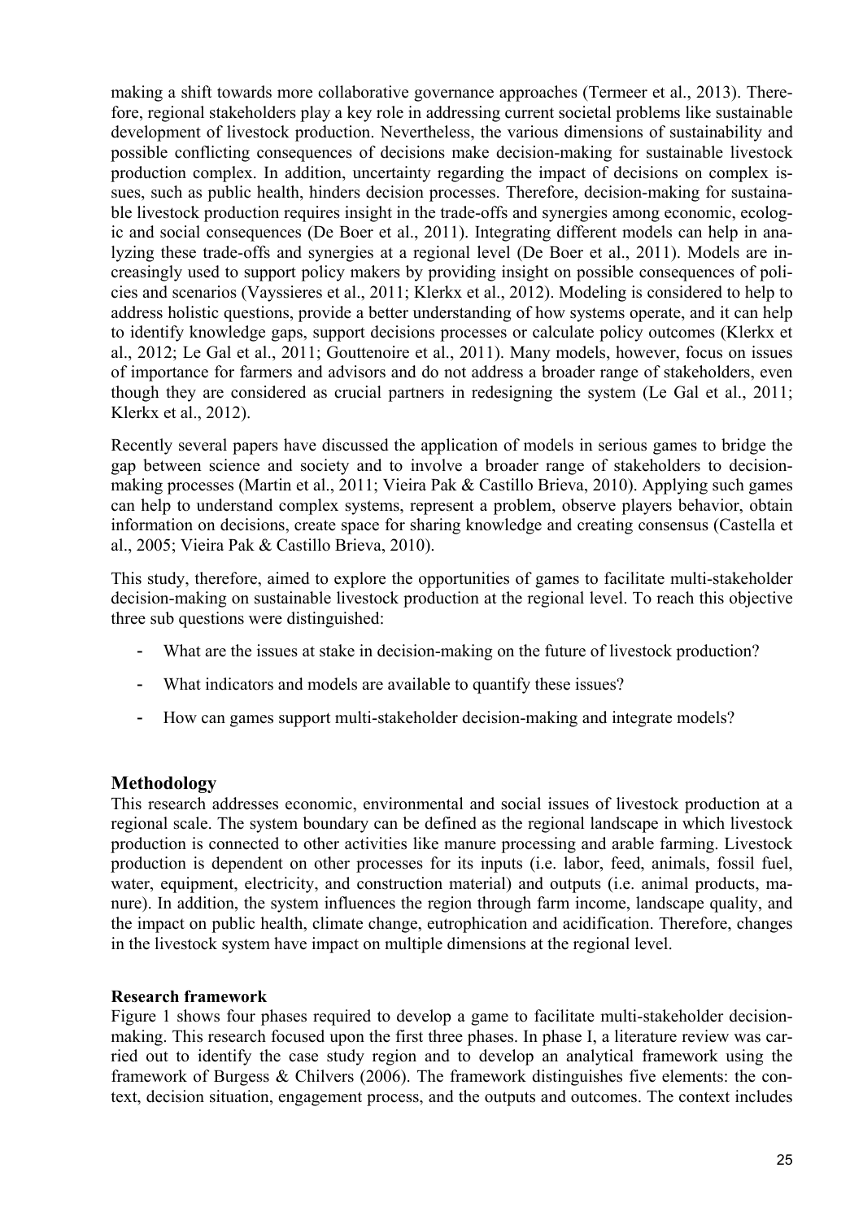making a shift towards more collaborative governance approaches (Termeer et al., 2013). Therefore, regional stakeholders play a key role in addressing current societal problems like sustainable development of livestock production. Nevertheless, the various dimensions of sustainability and possible conflicting consequences of decisions make decision-making for sustainable livestock production complex. In addition, uncertainty regarding the impact of decisions on complex issues, such as public health, hinders decision processes. Therefore, decision-making for sustainable livestock production requires insight in the trade-offs and synergies among economic, ecologic and social consequences (De Boer et al., 2011). Integrating different models can help in analyzing these trade-offs and synergies at a regional level (De Boer et al., 2011). Models are increasingly used to support policy makers by providing insight on possible consequences of policies and scenarios (Vayssieres et al., 2011; Klerkx et al., 2012). Modeling is considered to help to address holistic questions, provide a better understanding of how systems operate, and it can help to identify knowledge gaps, support decisions processes or calculate policy outcomes (Klerkx et al., 2012; Le Gal et al., 2011; Gouttenoire et al., 2011). Many models, however, focus on issues of importance for farmers and advisors and do not address a broader range of stakeholders, even though they are considered as crucial partners in redesigning the system (Le Gal et al., 2011; Klerkx et al., 2012).

Recently several papers have discussed the application of models in serious games to bridge the gap between science and society and to involve a broader range of stakeholders to decision-making processes (Martin et al., 2011; Vieira Pak & Castillo Brieva, 2010). Applying such games can help to understand complex systems, represent a problem, observe players behavior, obtain information on decisions, create space for sharing knowledge and creating consensus (Castella et al., 2005; Vieira Pak & Castillo Brieva, 2010).

This study, therefore, aimed to explore the opportunities of games to facilitate multi-stakeholder decision-making on sustainable livestock production at the regional level. To reach this objective three sub questions were distinguished:

- What are the issues at stake in decision-making on the future of livestock production?
- What indicators and models are available to quantify these issues?
- How can games support multi-stakeholder decision-making and integrate models?

## Methodology

This research addresses economic, environmental and social issues of livestock production at a regional scale. The system boundary can be defined as the regional landscape in which livestock production is connected to other activities like manure processing and arable farming. Livestock production is dependent on other processes for its inputs (i.e. labor, feed, animals, fossil fuel, water, equipment, electricity, and construction material) and outputs (i.e. animal products, manure). In addition, the system influences the region through farm income, landscape quality, and the impact on public health, climate change, eutrophication and acidification. Therefore, changes in the livestock system have impact on multiple dimensions at the regional level.

### Research framework

Figure 1 shows four phases required to develop a game to facilitate multi-stakeholder decision-making. This research focused upon the first three phases. In phase I, a literature review was carried out to identify the case study region and to develop an analytical framework using the framework of Burgess & Chilvers (2006). The framework distinguishes five elements: the context, decision situation, engagement process, and the outputs and outcomes. The context includes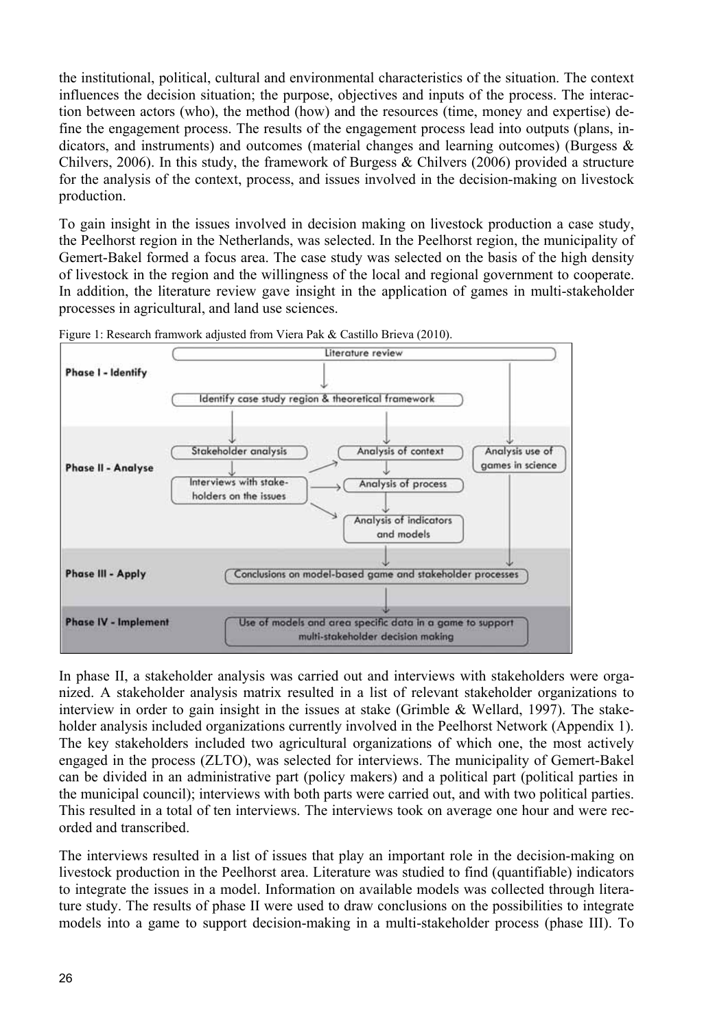the institutional, political, cultural and environmental characteristics of the situation. The context influences the decision situation; the purpose, objectives and inputs of the process. The interaction between actors (who), the method (how) and the resources (time, money and expertise) define the engagement process. The results of the engagement process lead into outputs (plans, indicators, and instruments) and outcomes (material changes and learning outcomes) (Burgess & Chilvers, 2006). In this study, the framework of Burgess & Chilvers (2006) provided a structure for the analysis of the context, process, and issues involved in the decision-making on livestock production.

To gain insight in the issues involved in decision making on livestock production a case study, the Peelhorst region in the Netherlands, was selected. In the Peelhorst region, the municipality of Gemert-Bakel formed a focus area. The case study was selected on the basis of the high density of livestock in the region and the willingness of the local and regional government to cooperate. In addition, the literature review gave insight in the application of games in multi-stakeholder processes in agricultural, and land use sciences.

Figure 1: Research framwork adjusted from Viera Pak & Castillo Brieva (2010).

| Phase | Steps |
| --- | --- |
| Phase I - Identify | Literature review → Identify case study region & theoretical framework |
| Phase II - Analyse | Stakeholder analysis → Interviews with stakeholders on the issues; Analysis of context → Analysis of process → Analysis of indicators and models; Analysis use of games in science |
| Phase III - Apply | Conclusions on model-based game and stakeholder processes |
| Phase IV - Implement | Use of models and area specific data in a game to support multi-stakeholder decision making |

In phase II, a stakeholder analysis was carried out and interviews with stakeholders were organized. A stakeholder analysis matrix resulted in a list of relevant stakeholder organizations to interview in order to gain insight in the issues at stake (Grimble & Wellard, 1997). The stakeholder analysis included organizations currently involved in the Peelhorst Network (Appendix 1). The key stakeholders included two agricultural organizations of which one, the most actively engaged in the process (ZLTO), was selected for interviews. The municipality of Gemert-Bakel can be divided in an administrative part (policy makers) and a political part (political parties in the municipal council); interviews with both parts were carried out, and with two political parties. This resulted in a total of ten interviews. The interviews took on average one hour and were recorded and transcribed.

The interviews resulted in a list of issues that play an important role in the decision-making on livestock production in the Peelhorst area. Literature was studied to find (quantifiable) indicators to integrate the issues in a model. Information on available models was collected through literature study. The results of phase II were used to draw conclusions on the possibilities to integrate models into a game to support decision-making in a multi-stakeholder process (phase III). To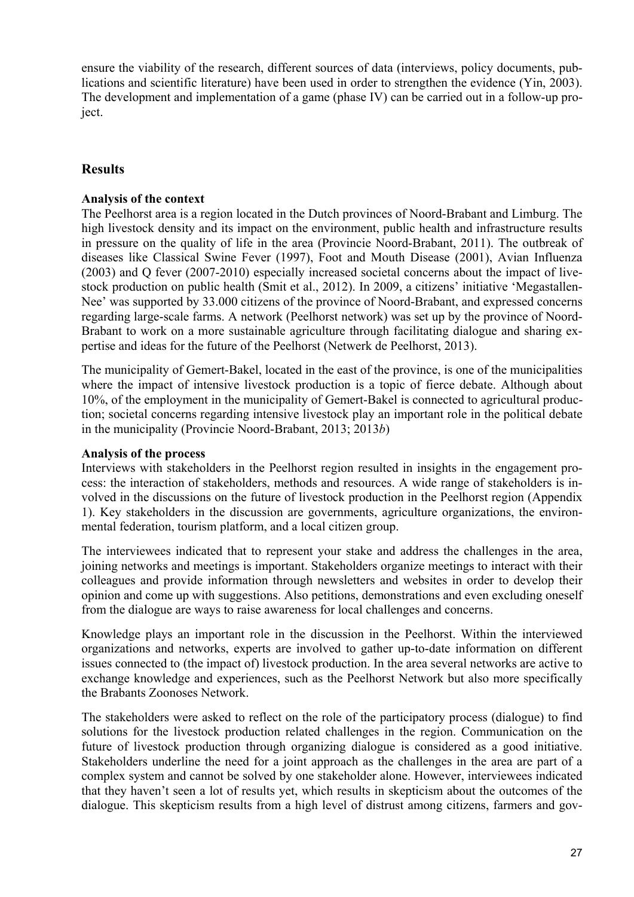ensure the viability of the research, different sources of data (interviews, policy documents, publications and scientific literature) have been used in order to strengthen the evidence (Yin, 2003). The development and implementation of a game (phase IV) can be carried out in a follow-up project.

## Results

**Analysis of the context**

The Peelhorst area is a region located in the Dutch provinces of Noord-Brabant and Limburg. The high livestock density and its impact on the environment, public health and infrastructure results in pressure on the quality of life in the area (Provincie Noord-Brabant, 2011). The outbreak of diseases like Classical Swine Fever (1997), Foot and Mouth Disease (2001), Avian Influenza (2003) and Q fever (2007-2010) especially increased societal concerns about the impact of livestock production on public health (Smit et al., 2012). In 2009, a citizens' initiative 'Megastallen-Nee' was supported by 33.000 citizens of the province of Noord-Brabant, and expressed concerns regarding large-scale farms. A network (Peelhorst network) was set up by the province of Noord-Brabant to work on a more sustainable agriculture through facilitating dialogue and sharing expertise and ideas for the future of the Peelhorst (Netwerk de Peelhorst, 2013).

The municipality of Gemert-Bakel, located in the east of the province, is one of the municipalities where the impact of intensive livestock production is a topic of fierce debate. Although about 10%, of the employment in the municipality of Gemert-Bakel is connected to agricultural production; societal concerns regarding intensive livestock play an important role in the political debate in the municipality (Provincie Noord-Brabant, 2013; 2013*b*)

**Analysis of the process**

Interviews with stakeholders in the Peelhorst region resulted in insights in the engagement process: the interaction of stakeholders, methods and resources. A wide range of stakeholders is involved in the discussions on the future of livestock production in the Peelhorst region (Appendix 1). Key stakeholders in the discussion are governments, agriculture organizations, the environmental federation, tourism platform, and a local citizen group.

The interviewees indicated that to represent your stake and address the challenges in the area, joining networks and meetings is important. Stakeholders organize meetings to interact with their colleagues and provide information through newsletters and websites in order to develop their opinion and come up with suggestions. Also petitions, demonstrations and even excluding oneself from the dialogue are ways to raise awareness for local challenges and concerns.

Knowledge plays an important role in the discussion in the Peelhorst. Within the interviewed organizations and networks, experts are involved to gather up-to-date information on different issues connected to (the impact of) livestock production. In the area several networks are active to exchange knowledge and experiences, such as the Peelhorst Network but also more specifically the Brabants Zoonoses Network.

The stakeholders were asked to reflect on the role of the participatory process (dialogue) to find solutions for the livestock production related challenges in the region. Communication on the future of livestock production through organizing dialogue is considered as a good initiative. Stakeholders underline the need for a joint approach as the challenges in the area are part of a complex system and cannot be solved by one stakeholder alone. However, interviewees indicated that they haven't seen a lot of results yet, which results in skepticism about the outcomes of the dialogue. This skepticism results from a high level of distrust among citizens, farmers and gov-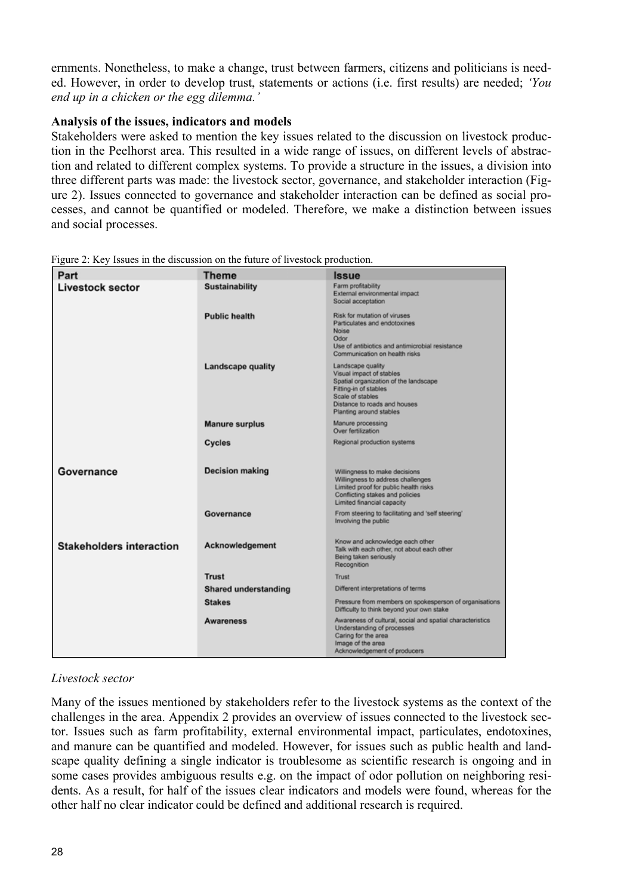ernments. Nonetheless, to make a change, trust between farmers, citizens and politicians is needed. However, in order to develop trust, statements or actions (i.e. first results) are needed; *'You end up in a chicken or the egg dilemma.'*

**Analysis of the issues, indicators and models**

Stakeholders were asked to mention the key issues related to the discussion on livestock production in the Peelhorst area. This resulted in a wide range of issues, on different levels of abstraction and related to different complex systems. To provide a structure in the issues, a division into three different parts was made: the livestock sector, governance, and stakeholder interaction (Figure 2). Issues connected to governance and stakeholder interaction can be defined as social processes, and cannot be quantified or modeled. Therefore, we make a distinction between issues and social processes.

Figure 2: Key Issues in the discussion on the future of livestock production.

| Part | Theme | Issue |
|---|---|---|
| **Livestock sector** | **Sustainability** | Farm profitability<br>External environmental impact<br>Social acceptation |
| | **Public health** | Risk for mutation of viruses<br>Particulates and endotoxines<br>Noise<br>Odor<br>Use of antibiotics and antimicrobial resistance<br>Communication on health risks |
| | **Landscape quality** | Landscape quality<br>Visual impact of stables<br>Spatial organization of the landscape<br>Fitting-in of stables<br>Scale of stables<br>Distance to roads and houses<br>Planting around stables |
| | **Manure surplus** | Manure processing<br>Over fertilization |
| | **Cycles** | Regional production systems |
| **Governance** | **Decision making** | Willingness to make decisions<br>Willingness to address challenges<br>Limited proof for public health risks<br>Conflicting stakes and policies<br>Limited financial capacity |
| | **Governance** | From steering to facilitating and 'self steering'<br>Involving the public |
| **Stakeholders interaction** | **Acknowledgement** | Know and acknowledge each other<br>Talk with each other, not about each other<br>Being taken seriously<br>Recognition |
| | **Trust** | Trust |
| | **Shared understanding** | Different interpretations of terms |
| | **Stakes** | Pressure from members on spokesperson of organisations<br>Difficulty to think beyond your own stake |
| | **Awareness** | Awareness of cultural, social and spatial characteristics<br>Understanding of processes<br>Caring for the area<br>Image of the area<br>Acknowledgement of producers |

*Livestock sector*

Many of the issues mentioned by stakeholders refer to the livestock systems as the context of the challenges in the area. Appendix 2 provides an overview of issues connected to the livestock sector. Issues such as farm profitability, external environmental impact, particulates, endotoxines, and manure can be quantified and modeled. However, for issues such as public health and landscape quality defining a single indicator is troublesome as scientific research is ongoing and in some cases provides ambiguous results e.g. on the impact of odor pollution on neighboring residents. As a result, for half of the issues clear indicators and models were found, whereas for the other half no clear indicator could be defined and additional research is required.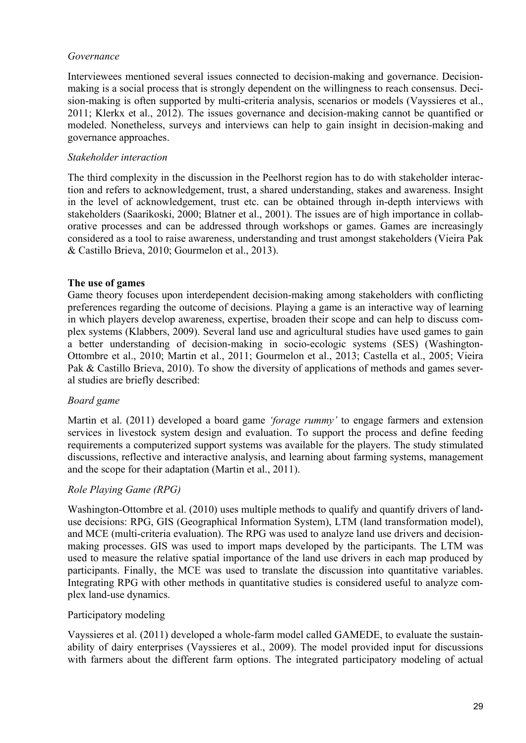*Governance*

Interviewees mentioned several issues connected to decision-making and governance. Decision-making is a social process that is strongly dependent on the willingness to reach consensus. Decision-making is often supported by multi-criteria analysis, scenarios or models (Vayssieres et al., 2011; Klerkx et al., 2012). The issues governance and decision-making cannot be quantified or modeled. Nonetheless, surveys and interviews can help to gain insight in decision-making and governance approaches.

*Stakeholder interaction*

The third complexity in the discussion in the Peelhorst region has to do with stakeholder interaction and refers to acknowledgement, trust, a shared understanding, stakes and awareness. Insight in the level of acknowledgement, trust etc. can be obtained through in-depth interviews with stakeholders (Saarikoski, 2000; Blatner et al., 2001). The issues are of high importance in collaborative processes and can be addressed through workshops or games. Games are increasingly considered as a tool to raise awareness, understanding and trust amongst stakeholders (Vieira Pak & Castillo Brieva, 2010; Gourmelon et al., 2013).

**The use of games**

Game theory focuses upon interdependent decision-making among stakeholders with conflicting preferences regarding the outcome of decisions. Playing a game is an interactive way of learning in which players develop awareness, expertise, broaden their scope and can help to discuss complex systems (Klabbers, 2009). Several land use and agricultural studies have used games to gain a better understanding of decision-making in socio-ecologic systems (SES) (Washington-Ottombre et al., 2010; Martin et al., 2011; Gourmelon et al., 2013; Castella et al., 2005; Vieira Pak & Castillo Brieva, 2010). To show the diversity of applications of methods and games several studies are briefly described:

*Board game*

Martin et al. (2011) developed a board game *'forage rummy'* to engage farmers and extension services in livestock system design and evaluation. To support the process and define feeding requirements a computerized support systems was available for the players. The study stimulated discussions, reflective and interactive analysis, and learning about farming systems, management and the scope for their adaptation (Martin et al., 2011).

*Role Playing Game (RPG)*

Washington-Ottombre et al. (2010) uses multiple methods to qualify and quantify drivers of land-use decisions: RPG, GIS (Geographical Information System), LTM (land transformation model), and MCE (multi-criteria evaluation). The RPG was used to analyze land use drivers and decision-making processes. GIS was used to import maps developed by the participants. The LTM was used to measure the relative spatial importance of the land use drivers in each map produced by participants. Finally, the MCE was used to translate the discussion into quantitative variables. Integrating RPG with other methods in quantitative studies is considered useful to analyze complex land-use dynamics.

Participatory modeling

Vayssieres et al. (2011) developed a whole-farm model called GAMEDE, to evaluate the sustainability of dairy enterprises (Vayssieres et al., 2009). The model provided input for discussions with farmers about the different farm options. The integrated participatory modeling of actual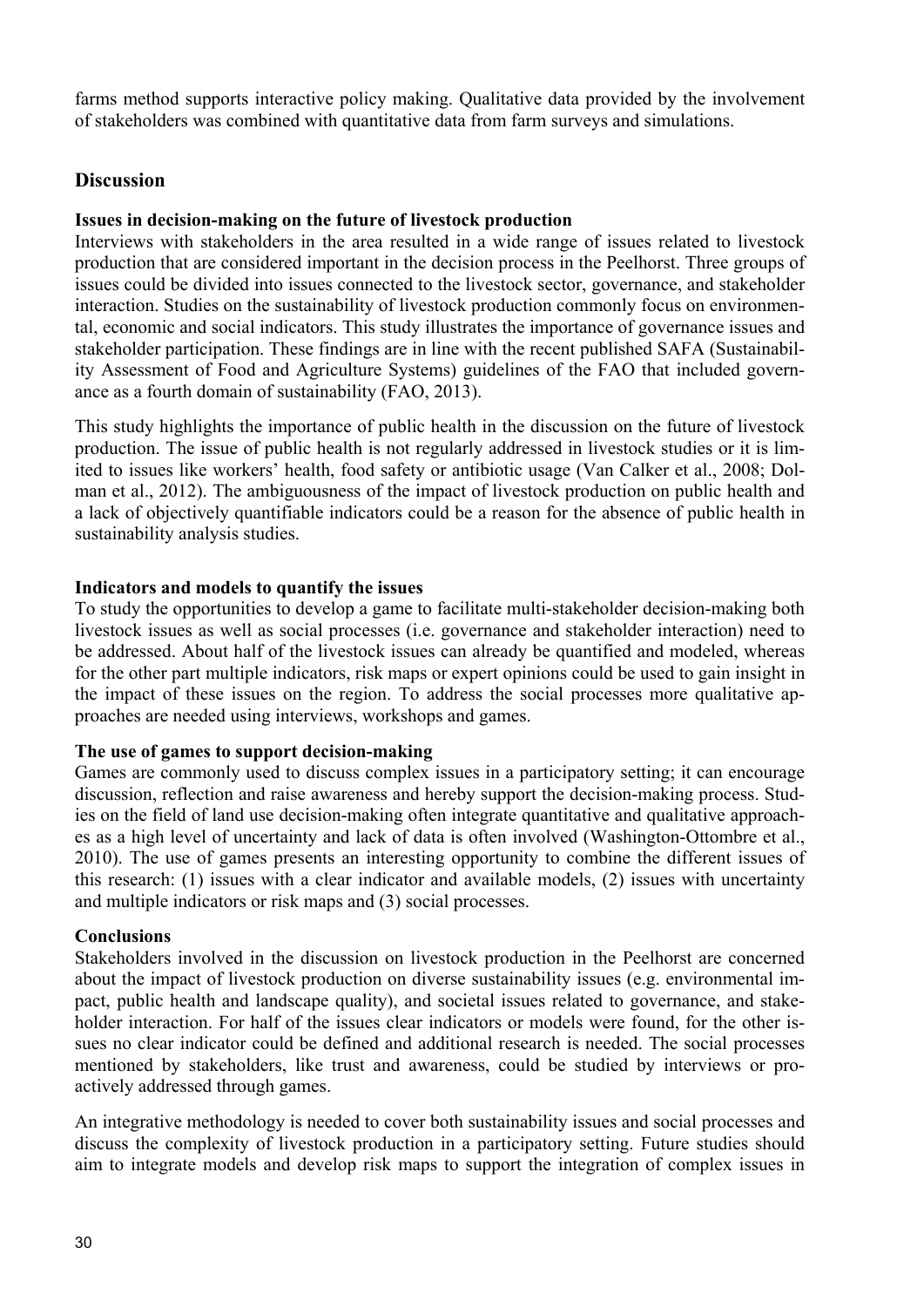farms method supports interactive policy making. Qualitative data provided by the involvement of stakeholders was combined with quantitative data from farm surveys and simulations.

## Discussion

### Issues in decision-making on the future of livestock production

Interviews with stakeholders in the area resulted in a wide range of issues related to livestock production that are considered important in the decision process in the Peelhorst. Three groups of issues could be divided into issues connected to the livestock sector, governance, and stakeholder interaction. Studies on the sustainability of livestock production commonly focus on environmental, economic and social indicators. This study illustrates the importance of governance issues and stakeholder participation. These findings are in line with the recent published SAFA (Sustainability Assessment of Food and Agriculture Systems) guidelines of the FAO that included governance as a fourth domain of sustainability (FAO, 2013).

This study highlights the importance of public health in the discussion on the future of livestock production. The issue of public health is not regularly addressed in livestock studies or it is limited to issues like workers' health, food safety or antibiotic usage (Van Calker et al., 2008; Dolman et al., 2012). The ambiguousness of the impact of livestock production on public health and a lack of objectively quantifiable indicators could be a reason for the absence of public health in sustainability analysis studies.

### Indicators and models to quantify the issues

To study the opportunities to develop a game to facilitate multi-stakeholder decision-making both livestock issues as well as social processes (i.e. governance and stakeholder interaction) need to be addressed. About half of the livestock issues can already be quantified and modeled, whereas for the other part multiple indicators, risk maps or expert opinions could be used to gain insight in the impact of these issues on the region. To address the social processes more qualitative approaches are needed using interviews, workshops and games.

### The use of games to support decision-making

Games are commonly used to discuss complex issues in a participatory setting; it can encourage discussion, reflection and raise awareness and hereby support the decision-making process. Studies on the field of land use decision-making often integrate quantitative and qualitative approaches as a high level of uncertainty and lack of data is often involved (Washington-Ottombre et al., 2010). The use of games presents an interesting opportunity to combine the different issues of this research: (1) issues with a clear indicator and available models, (2) issues with uncertainty and multiple indicators or risk maps and (3) social processes.

### Conclusions

Stakeholders involved in the discussion on livestock production in the Peelhorst are concerned about the impact of livestock production on diverse sustainability issues (e.g. environmental impact, public health and landscape quality), and societal issues related to governance, and stakeholder interaction. For half of the issues clear indicators or models were found, for the other issues no clear indicator could be defined and additional research is needed. The social processes mentioned by stakeholders, like trust and awareness, could be studied by interviews or proactively addressed through games.

An integrative methodology is needed to cover both sustainability issues and social processes and discuss the complexity of livestock production in a participatory setting. Future studies should aim to integrate models and develop risk maps to support the integration of complex issues in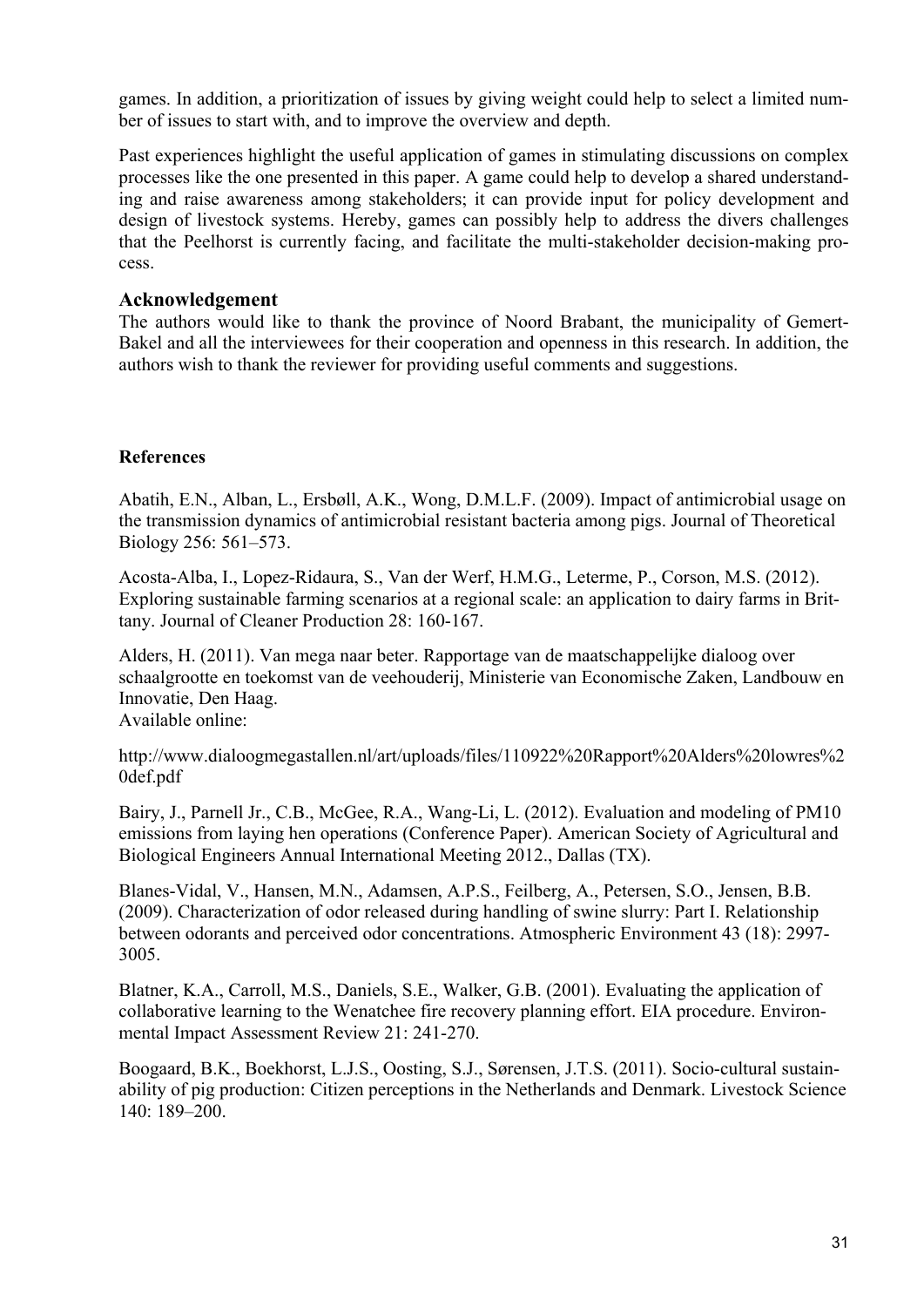games. In addition, a prioritization of issues by giving weight could help to select a limited number of issues to start with, and to improve the overview and depth.

Past experiences highlight the useful application of games in stimulating discussions on complex processes like the one presented in this paper. A game could help to develop a shared understanding and raise awareness among stakeholders; it can provide input for policy development and design of livestock systems. Hereby, games can possibly help to address the divers challenges that the Peelhorst is currently facing, and facilitate the multi-stakeholder decision-making process.

## Acknowledgement

The authors would like to thank the province of Noord Brabant, the municipality of Gemert-Bakel and all the interviewees for their cooperation and openness in this research. In addition, the authors wish to thank the reviewer for providing useful comments and suggestions.

## References

Abatih, E.N., Alban, L., Ersbøll, A.K., Wong, D.M.L.F. (2009). Impact of antimicrobial usage on the transmission dynamics of antimicrobial resistant bacteria among pigs. Journal of Theoretical Biology 256: 561–573.

Acosta-Alba, I., Lopez-Ridaura, S., Van der Werf, H.M.G., Leterme, P., Corson, M.S. (2012). Exploring sustainable farming scenarios at a regional scale: an application to dairy farms in Brittany. Journal of Cleaner Production 28: 160-167.

Alders, H. (2011). Van mega naar beter. Rapportage van de maatschappelijke dialoog over schaalgrootte en toekomst van de veehouderij, Ministerie van Economische Zaken, Landbouw en Innovatie, Den Haag.
Available online:

http://www.dialoogmegastallen.nl/art/uploads/files/110922%20Rapport%20Alders%20lowres%20def.pdf

Bairy, J., Parnell Jr., C.B., McGee, R.A., Wang-Li, L. (2012). Evaluation and modeling of PM10 emissions from laying hen operations (Conference Paper). American Society of Agricultural and Biological Engineers Annual International Meeting 2012., Dallas (TX).

Blanes-Vidal, V., Hansen, M.N., Adamsen, A.P.S., Feilberg, A., Petersen, S.O., Jensen, B.B. (2009). Characterization of odor released during handling of swine slurry: Part I. Relationship between odorants and perceived odor concentrations. Atmospheric Environment 43 (18): 2997-3005.

Blatner, K.A., Carroll, M.S., Daniels, S.E., Walker, G.B. (2001). Evaluating the application of collaborative learning to the Wenatchee fire recovery planning effort. EIA procedure. Environmental Impact Assessment Review 21: 241-270.

Boogaard, B.K., Boekhorst, L.J.S., Oosting, S.J., Sørensen, J.T.S. (2011). Socio-cultural sustainability of pig production: Citizen perceptions in the Netherlands and Denmark. Livestock Science 140: 189–200.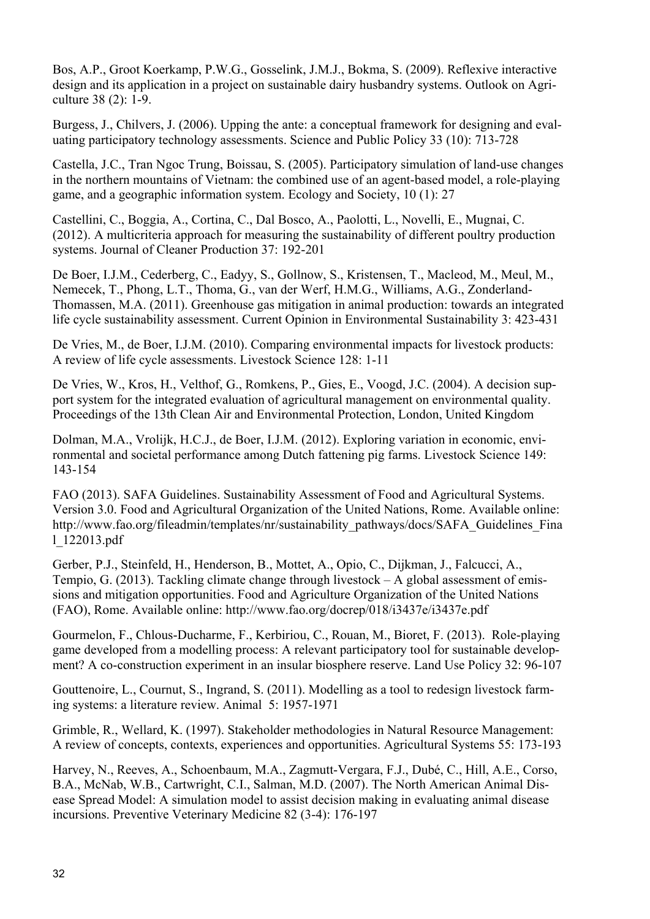Bos, A.P., Groot Koerkamp, P.W.G., Gosselink, J.M.J., Bokma, S. (2009). Reflexive interactive design and its application in a project on sustainable dairy husbandry systems. Outlook on Agriculture 38 (2): 1-9.

Burgess, J., Chilvers, J. (2006). Upping the ante: a conceptual framework for designing and evaluating participatory technology assessments. Science and Public Policy 33 (10): 713-728

Castella, J.C., Tran Ngoc Trung, Boissau, S. (2005). Participatory simulation of land-use changes in the northern mountains of Vietnam: the combined use of an agent-based model, a role-playing game, and a geographic information system. Ecology and Society, 10 (1): 27

Castellini, C., Boggia, A., Cortina, C., Dal Bosco, A., Paolotti, L., Novelli, E., Mugnai, C. (2012). A multicriteria approach for measuring the sustainability of different poultry production systems. Journal of Cleaner Production 37: 192-201

De Boer, I.J.M., Cederberg, C., Eadyy, S., Gollnow, S., Kristensen, T., Macleod, M., Meul, M., Nemecek, T., Phong, L.T., Thoma, G., van der Werf, H.M.G., Williams, A.G., Zonderland-Thomassen, M.A. (2011). Greenhouse gas mitigation in animal production: towards an integrated life cycle sustainability assessment. Current Opinion in Environmental Sustainability 3: 423-431

De Vries, M., de Boer, I.J.M. (2010). Comparing environmental impacts for livestock products: A review of life cycle assessments. Livestock Science 128: 1-11

De Vries, W., Kros, H., Velthof, G., Romkens, P., Gies, E., Voogd, J.C. (2004). A decision support system for the integrated evaluation of agricultural management on environmental quality. Proceedings of the 13th Clean Air and Environmental Protection, London, United Kingdom

Dolman, M.A., Vrolijk, H.C.J., de Boer, I.J.M. (2012). Exploring variation in economic, environmental and societal performance among Dutch fattening pig farms. Livestock Science 149: 143-154

FAO (2013). SAFA Guidelines. Sustainability Assessment of Food and Agricultural Systems. Version 3.0. Food and Agricultural Organization of the United Nations, Rome. Available online: http://www.fao.org/fileadmin/templates/nr/sustainability_pathways/docs/SAFA_Guidelines_Final_122013.pdf

Gerber, P.J., Steinfeld, H., Henderson, B., Mottet, A., Opio, C., Dijkman, J., Falcucci, A., Tempio, G. (2013). Tackling climate change through livestock – A global assessment of emissions and mitigation opportunities. Food and Agriculture Organization of the United Nations (FAO), Rome. Available online: http://www.fao.org/docrep/018/i3437e/i3437e.pdf

Gourmelon, F., Chlous-Ducharme, F., Kerbiriou, C., Rouan, M., Bioret, F. (2013). Role-playing game developed from a modelling process: A relevant participatory tool for sustainable development? A co-construction experiment in an insular biosphere reserve. Land Use Policy 32: 96-107

Gouttenoire, L., Cournut, S., Ingrand, S. (2011). Modelling as a tool to redesign livestock farming systems: a literature review. Animal 5: 1957-1971

Grimble, R., Wellard, K. (1997). Stakeholder methodologies in Natural Resource Management: A review of concepts, contexts, experiences and opportunities. Agricultural Systems 55: 173-193

Harvey, N., Reeves, A., Schoenbaum, M.A., Zagmutt-Vergara, F.J., Dubé, C., Hill, A.E., Corso, B.A., McNab, W.B., Cartwright, C.I., Salman, M.D. (2007). The North American Animal Disease Spread Model: A simulation model to assist decision making in evaluating animal disease incursions. Preventive Veterinary Medicine 82 (3-4): 176-197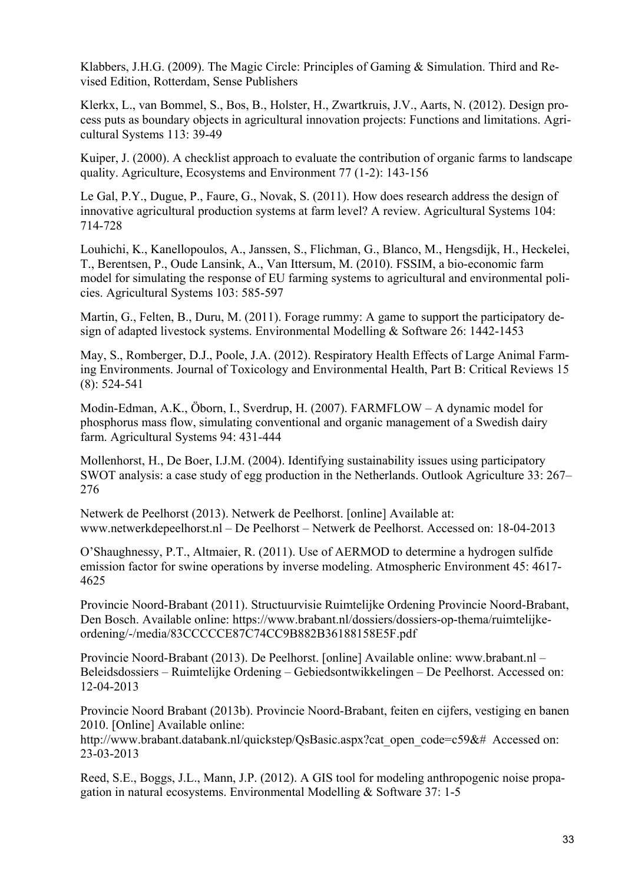Klabbers, J.H.G. (2009). The Magic Circle: Principles of Gaming & Simulation. Third and Revised Edition, Rotterdam, Sense Publishers

Klerkx, L., van Bommel, S., Bos, B., Holster, H., Zwartkruis, J.V., Aarts, N. (2012). Design process puts as boundary objects in agricultural innovation projects: Functions and limitations. Agricultural Systems 113: 39-49

Kuiper, J. (2000). A checklist approach to evaluate the contribution of organic farms to landscape quality. Agriculture, Ecosystems and Environment 77 (1-2): 143-156

Le Gal, P.Y., Dugue, P., Faure, G., Novak, S. (2011). How does research address the design of innovative agricultural production systems at farm level? A review. Agricultural Systems 104: 714-728

Louhichi, K., Kanellopoulos, A., Janssen, S., Flichman, G., Blanco, M., Hengsdijk, H., Heckelei, T., Berentsen, P., Oude Lansink, A., Van Ittersum, M. (2010). FSSIM, a bio-economic farm model for simulating the response of EU farming systems to agricultural and environmental policies. Agricultural Systems 103: 585-597

Martin, G., Felten, B., Duru, M. (2011). Forage rummy: A game to support the participatory design of adapted livestock systems. Environmental Modelling & Software 26: 1442-1453

May, S., Romberger, D.J., Poole, J.A. (2012). Respiratory Health Effects of Large Animal Farming Environments. Journal of Toxicology and Environmental Health, Part B: Critical Reviews 15 (8): 524-541

Modin-Edman, A.K., Öborn, I., Sverdrup, H. (2007). FARMFLOW – A dynamic model for phosphorus mass flow, simulating conventional and organic management of a Swedish dairy farm. Agricultural Systems 94: 431-444

Mollenhorst, H., De Boer, I.J.M. (2004). Identifying sustainability issues using participatory SWOT analysis: a case study of egg production in the Netherlands. Outlook Agriculture 33: 267–276

Netwerk de Peelhorst (2013). Netwerk de Peelhorst. [online] Available at: www.netwerkdepeelhorst.nl – De Peelhorst – Netwerk de Peelhorst. Accessed on: 18-04-2013

O'Shaughnessy, P.T., Altmaier, R. (2011). Use of AERMOD to determine a hydrogen sulfide emission factor for swine operations by inverse modeling. Atmospheric Environment 45: 4617-4625

Provincie Noord-Brabant (2011). Structuurvisie Ruimtelijke Ordening Provincie Noord-Brabant, Den Bosch. Available online: https://www.brabant.nl/dossiers/dossiers-op-thema/ruimtelijke-ordening/-/media/83CCCCCE87C74CC9B882B36188158E5F.pdf

Provincie Noord-Brabant (2013). De Peelhorst. [online] Available online: www.brabant.nl – Beleidsdossiers – Ruimtelijke Ordening – Gebiedsontwikkelingen – De Peelhorst. Accessed on: 12-04-2013

Provincie Noord Brabant (2013b). Provincie Noord-Brabant, feiten en cijfers, vestiging en banen 2010. [Online] Available online: http://www.brabant.databank.nl/quickstep/QsBasic.aspx?cat_open_code=c59&# Accessed on: 23-03-2013

Reed, S.E., Boggs, J.L., Mann, J.P. (2012). A GIS tool for modeling anthropogenic noise propagation in natural ecosystems. Environmental Modelling & Software 37: 1-5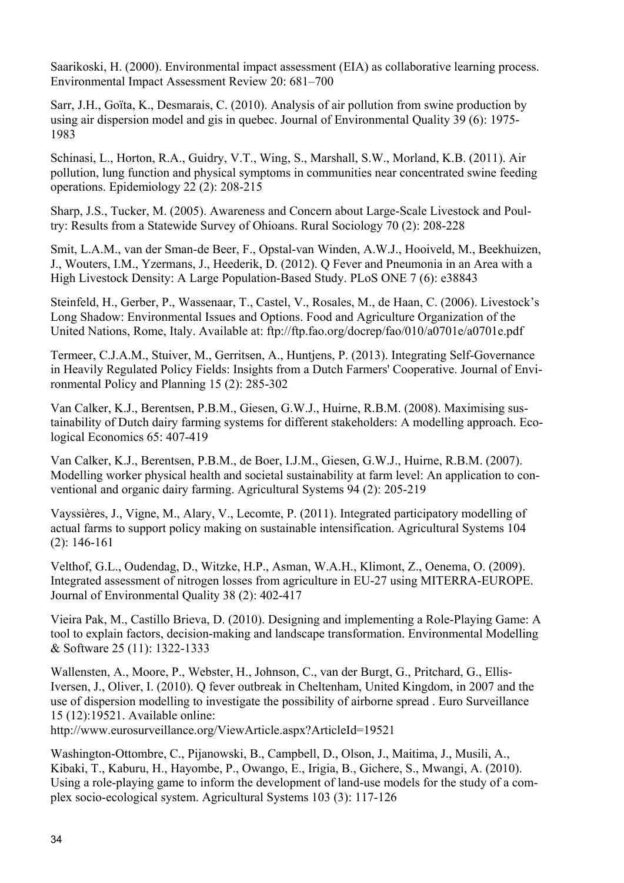Saarikoski, H. (2000). Environmental impact assessment (EIA) as collaborative learning process. Environmental Impact Assessment Review 20: 681–700

Sarr, J.H., Goïta, K., Desmarais, C. (2010). Analysis of air pollution from swine production by using air dispersion model and gis in quebec. Journal of Environmental Quality 39 (6): 1975-1983

Schinasi, L., Horton, R.A., Guidry, V.T., Wing, S., Marshall, S.W., Morland, K.B. (2011). Air pollution, lung function and physical symptoms in communities near concentrated swine feeding operations. Epidemiology 22 (2): 208-215

Sharp, J.S., Tucker, M. (2005). Awareness and Concern about Large-Scale Livestock and Poultry: Results from a Statewide Survey of Ohioans. Rural Sociology 70 (2): 208-228

Smit, L.A.M., van der Sman-de Beer, F., Opstal-van Winden, A.W.J., Hooiveld, M., Beekhuizen, J., Wouters, I.M., Yzermans, J., Heederik, D. (2012). Q Fever and Pneumonia in an Area with a High Livestock Density: A Large Population-Based Study. PLoS ONE 7 (6): e38843

Steinfeld, H., Gerber, P., Wassenaar, T., Castel, V., Rosales, M., de Haan, C. (2006). Livestock's Long Shadow: Environmental Issues and Options. Food and Agriculture Organization of the United Nations, Rome, Italy. Available at: ftp://ftp.fao.org/docrep/fao/010/a0701e/a0701e.pdf

Termeer, C.J.A.M., Stuiver, M., Gerritsen, A., Huntjens, P. (2013). Integrating Self-Governance in Heavily Regulated Policy Fields: Insights from a Dutch Farmers' Cooperative. Journal of Environmental Policy and Planning 15 (2): 285-302

Van Calker, K.J., Berentsen, P.B.M., Giesen, G.W.J., Huirne, R.B.M. (2008). Maximising sustainability of Dutch dairy farming systems for different stakeholders: A modelling approach. Ecological Economics 65: 407-419

Van Calker, K.J., Berentsen, P.B.M., de Boer, I.J.M., Giesen, G.W.J., Huirne, R.B.M. (2007). Modelling worker physical health and societal sustainability at farm level: An application to conventional and organic dairy farming. Agricultural Systems 94 (2): 205-219

Vayssières, J., Vigne, M., Alary, V., Lecomte, P. (2011). Integrated participatory modelling of actual farms to support policy making on sustainable intensification. Agricultural Systems 104 (2): 146-161

Velthof, G.L., Oudendag, D., Witzke, H.P., Asman, W.A.H., Klimont, Z., Oenema, O. (2009). Integrated assessment of nitrogen losses from agriculture in EU-27 using MITERRA-EUROPE. Journal of Environmental Quality 38 (2): 402-417

Vieira Pak, M., Castillo Brieva, D. (2010). Designing and implementing a Role-Playing Game: A tool to explain factors, decision-making and landscape transformation. Environmental Modelling & Software 25 (11): 1322-1333

Wallensten, A., Moore, P., Webster, H., Johnson, C., van der Burgt, G., Pritchard, G., Ellis-Iversen, J., Oliver, I. (2010). Q fever outbreak in Cheltenham, United Kingdom, in 2007 and the use of dispersion modelling to investigate the possibility of airborne spread . Euro Surveillance 15 (12):19521. Available online:
http://www.eurosurveillance.org/ViewArticle.aspx?ArticleId=19521

Washington-Ottombre, C., Pijanowski, B., Campbell, D., Olson, J., Maitima, J., Musili, A., Kibaki, T., Kaburu, H., Hayombe, P., Owango, E., Irigia, B., Gichere, S., Mwangi, A. (2010). Using a role-playing game to inform the development of land-use models for the study of a complex socio-ecological system. Agricultural Systems 103 (3): 117-126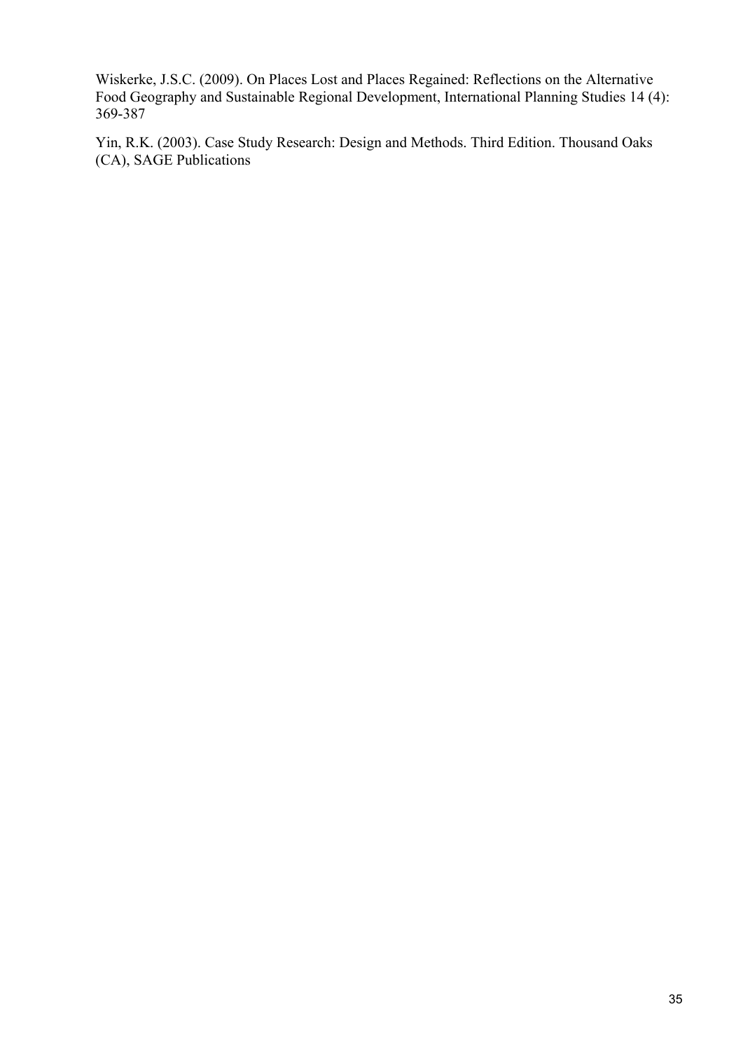Wiskerke, J.S.C. (2009). On Places Lost and Places Regained: Reflections on the Alternative Food Geography and Sustainable Regional Development, International Planning Studies 14 (4): 369-387

Yin, R.K. (2003). Case Study Research: Design and Methods. Third Edition. Thousand Oaks (CA), SAGE Publications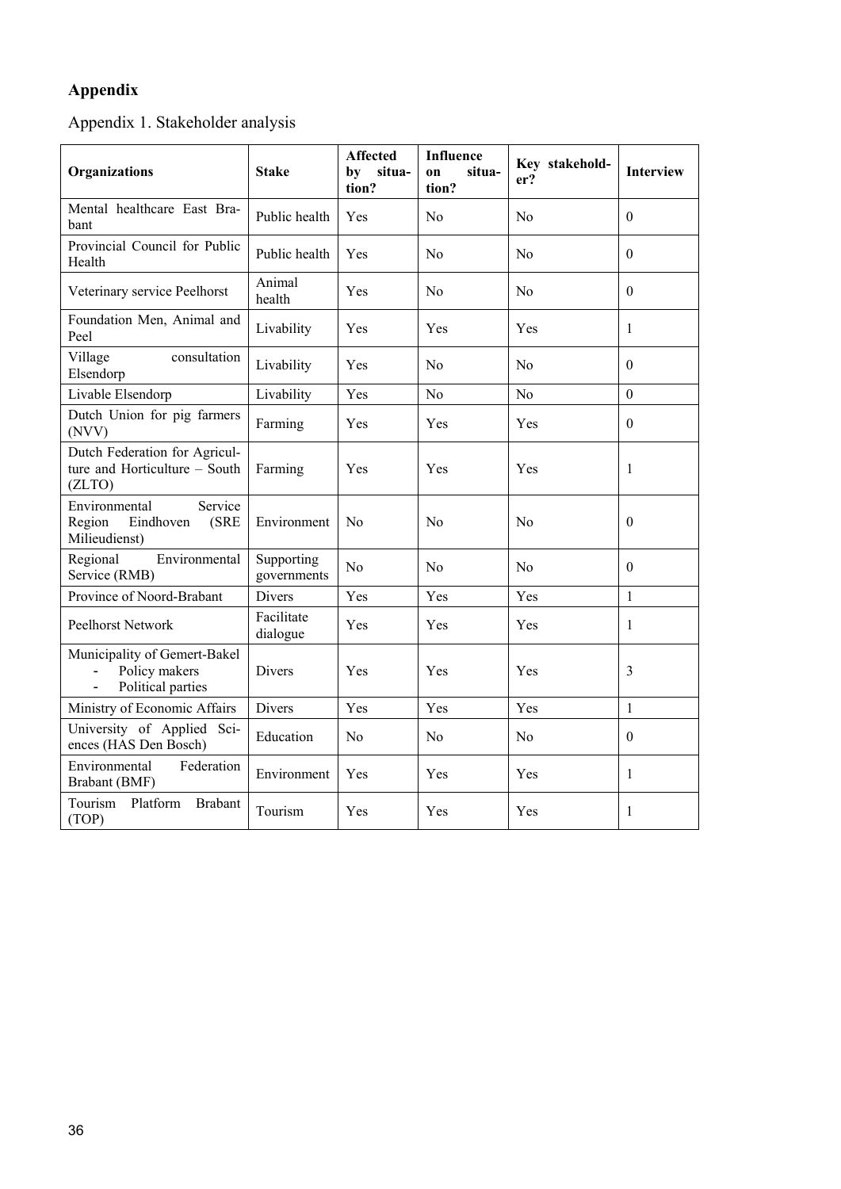## Appendix

Appendix 1. Stakeholder analysis

| Organizations | Stake | Affected by situation? | Influence on situation? | Key stakeholder? | Interview |
|---|---|---|---|---|---|
| Mental healthcare East Brabant | Public health | Yes | No | No | 0 |
| Provincial Council for Public Health | Public health | Yes | No | No | 0 |
| Veterinary service Peelhorst | Animal health | Yes | No | No | 0 |
| Foundation Men, Animal and Peel | Livability | Yes | Yes | Yes | 1 |
| Village consultation Elsendorp | Livability | Yes | No | No | 0 |
| Livable Elsendorp | Livability | Yes | No | No | 0 |
| Dutch Union for pig farmers (NVV) | Farming | Yes | Yes | Yes | 0 |
| Dutch Federation for Agriculture and Horticulture – South (ZLTO) | Farming | Yes | Yes | Yes | 1 |
| Environmental Service Region Eindhoven (SRE Milieudienst) | Environment | No | No | No | 0 |
| Regional Environmental Service (RMB) | Supporting governments | No | No | No | 0 |
| Province of Noord-Brabant | Divers | Yes | Yes | Yes | 1 |
| Peelhorst Network | Facilitate dialogue | Yes | Yes | Yes | 1 |
| Municipality of Gemert-Bakel<br>- Policy makers<br>- Political parties | Divers | Yes | Yes | Yes | 3 |
| Ministry of Economic Affairs | Divers | Yes | Yes | Yes | 1 |
| University of Applied Sciences (HAS Den Bosch) | Education | No | No | No | 0 |
| Environmental Federation Brabant (BMF) | Environment | Yes | Yes | Yes | 1 |
| Tourism Platform Brabant (TOP) | Tourism | Yes | Yes | Yes | 1 |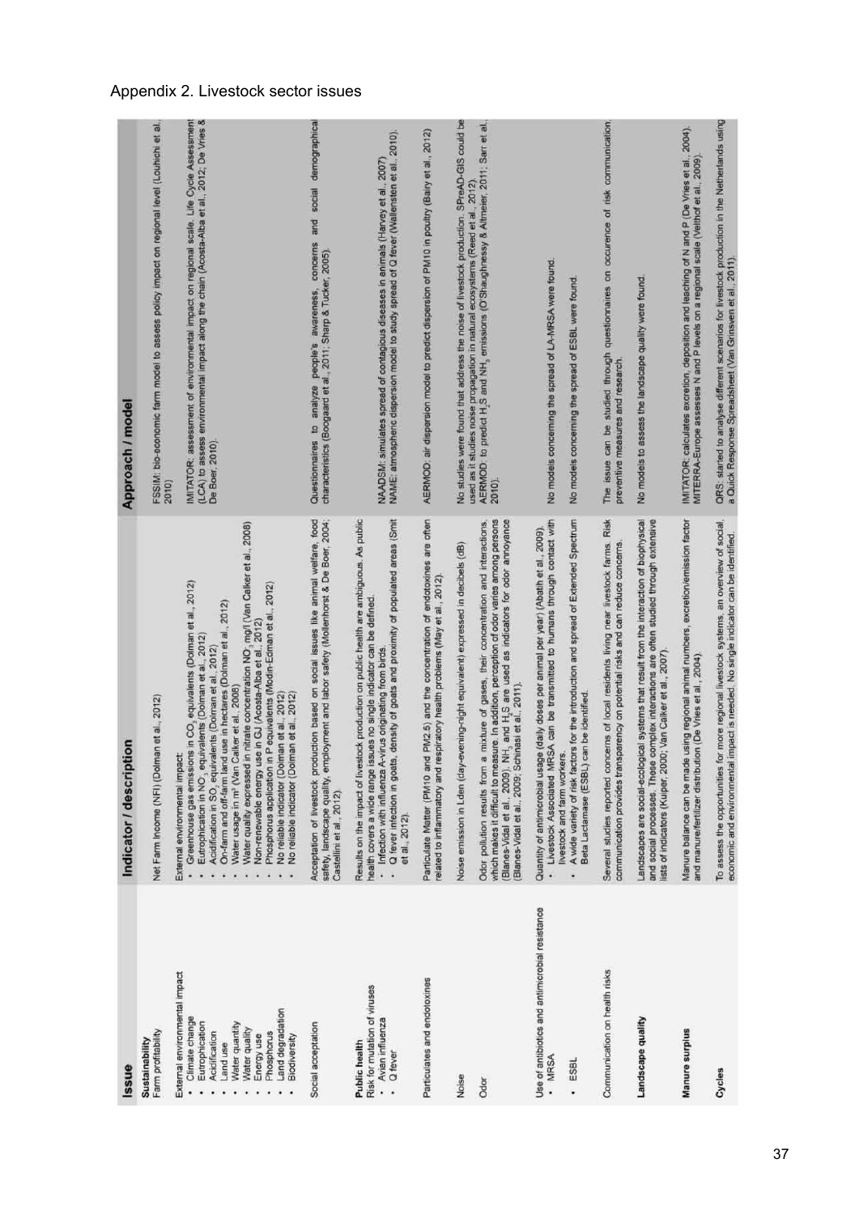## Appendix 2. Livestock sector issues

| Issue | Indicator / description | Approach / model |
|---|---|---|
| **Sustainability**<br>Farm profitability | Net Farm Income (NFI) (Dolman et al., 2012) | FSSIM: bio-economic farm model to assess policy impact on regional level (Louhichi et al., 2010) |
| External environmental impact<br>• Climate change<br>• Eutrophication<br>• Acidification<br>• Land use<br>• Water quantity<br>• Water quality<br>• Energy use<br>• Phosphorus<br>• Land degradation<br>• Biodiversity | External environmental impact:<br>• Greenhouse gas emissions in $CO_2$ equivalents (Dolman et al., 2012)<br>• Eutrophication in $NO_3$ equivalents (Dolman et al., 2012)<br>• Acidification in $SO_2$ equivalents (Dolman et al., 2012)<br>• On-farm and off-farm land use in hectares (Dolman et al., 2012)<br>• Water usage in m³ (Van Calker et al., 2008)<br>• Water quality expressed in nitrate concentration $NO_3$ mg/l (Van Calker et al., 2008)<br>• Non-renewable energy use in GJ (Acosta-Alba et al., 2012)<br>• Phosphorus application in P equivalents (Modin-Edman et al., 2012)<br>• No reliable indicator (Dolman et al., 2012)<br>• No reliable indicator (Dolman et al., 2012) | IMITATOR: assessment of environmental impact on regional scale. Life Cycle Assessment (LCA) to assess environmental impact along the chain (Acosta-Alba et al., 2012; De Vries & De Boer, 2010). |
| Social acceptation | Acceptation of livestock production based on social issues like animal welfare, food safety, landscape quality, employment and labor safety (Mollenhorst & De Boer, 2004; Castellini et al., 2012). | Questionnaires to analyze people's awareness, concerns and social demographical characteristics (Boogaard et al., 2011; Sharp & Tucker, 2005). |
| **Public health**<br>Risk for mutation of viruses<br>• Avian influenza<br>• Q fever | Results on the impact of livestock production on public health are ambiguous. As public health covers a wide range issues no single indicator can be defined.<br>• Infection with influenza A-virus originating from birds.<br>• Q fever infection in goats, density of goats and proximity of populated areas (Smit et al., 2012). | NAADSM: simulates spread of contagious diseases in animals (Harvey et al., 2007)<br>NAME: atmospheric dispersion model to study spread of Q fever (Wallensten et al., 2010). |
| Particulates and endotoxines | Particulate Matter (PM10 and PM2.5) and the concentration of endotoxines are often related to inflammatory and respiratory health problems (May et al., 2012). | AERMOD: air dispersion model to predict dispersion of PM10 in poultry (Bairy et al., 2012) |
| Noise | Noise emission in Lden (day-evening-night equivalent) expressed in decibels (dB) | No studies were found that address the noise of livestock production. SPreAD-GIS could be used as it studies noise propagation in natural ecosystems (Reed et al., 2012). |
| Odor | Odor pollution results from a mixture of gases, their concentration and interactions, which makes it difficult to measure. In addition, perception of odor varies among persons (Blanes-Vidal et al., 2009). $NH_3$ and $H_2S$ are used as indicators for odor annoyance (Blanes-Vidal et al., 2009; Schinasi et al., 2011). | AERMOD: to predict $H_2S$ and $NH_3$ emissions (O'Shaughnessy & Altmeier, 2011; Sarr et al., 2010). |
| Use of antibiotics and antimicrobial resistance<br>• MRSA<br><br>• ESBL | Quantity of antimicrobial usage (daily doses per animal per year) (Abatih et al., 2009).<br>• Livestock Associated MRSA can be transmitted to humans through contact with livestock and farm workers.<br>• A wide variety of risk factors for the introduction and spread of Extended Spectrum Beta Lactamase (ESBL) can be identified. | <br>No models concerning the spread of LA-MRSA were found.<br><br>No models concerning the spread of ESBL were found. |
| Communication on health risks | Several studies reported concerns of local residents living near livestock farms. Risk communication provides transparency on potential risks and can reduce concerns. | The issue can be studied through questionnaires on occurence of risk communication, preventive measures and research. |
| **Landscape quality** | Landscapes are social-ecological systems that result from the interaction of biophysical and social processes. These complex interactions are often studied through extensive lists of indicators (Kuiper, 2000; Van Calker et al., 2007). | No models to assess the landscape quality were found. |
| **Manure surplus** | Manure balance can be made using regional animal numbers, excretion/emission factor and manure/fertilizer distribution (De Vries et al., 2004). | IMITATOR: calculates excretion, deposition and leaching of N and P (De Vries et al., 2004). MITERRA-Europe assesses N and P levels on a regional scale (Velthof et al., 2009). |
| **Cycles** | To assess the opportunities for more regional livestock systems, an overview of social, economic and environmental impact is needed. No single indicator can be identified. | QRS: started to analyse different scenarios for livestock production in the Netherlands using a Quick Response Spreadsheet (Van Grinsven et al., 2011). |